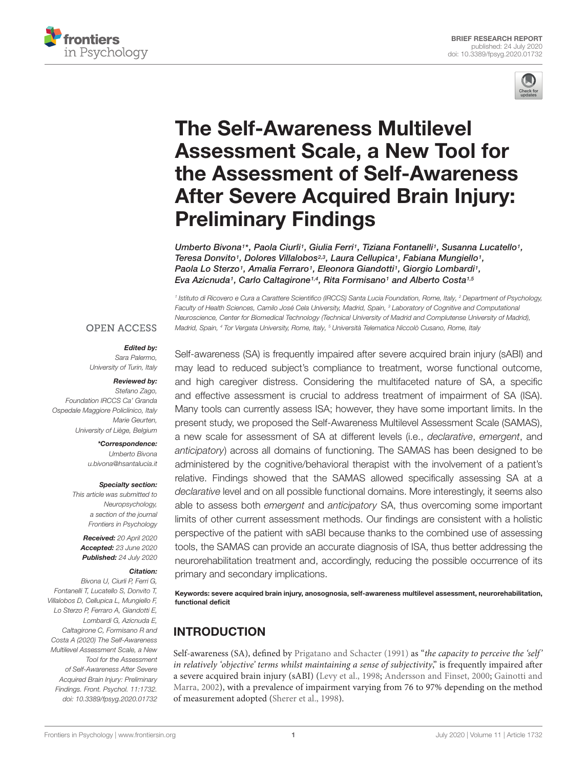BRIEF RESEARCH REPORT
published: 24 July 2020
doi: 10.3389/fpsyg.2020.01732

# The Self-Awareness Multilevel Assessment Scale, a New Tool for the Assessment of Self-Awareness After Severe Acquired Brain Injury: Preliminary Findings

*Umberto Bivona[1]\*, Paola Ciurli[1], Giulia Ferri[1], Tiziana Fontanelli[1], Susanna Lucatello[1], Teresa Donvito[1], Dolores Villalobos[2,3], Laura Cellupica[1], Fabiana Mungiello[1], Paola Lo Sterzo[1], Amalia Ferraro[1], Eleonora Giandotti[1], Giorgio Lombardi[1], Eva Azicnuda[1], Carlo Caltagirone[1,4], Rita Formisano[1] and Alberto Costa[1,5]*

[1] Istituto di Ricovero e Cura a Carattere Scientifico (IRCCS) Santa Lucia Foundation, Rome, Italy, [2] Department of Psychology, Faculty of Health Sciences, Camilo José Cela University, Madrid, Spain, [3] Laboratory of Cognitive and Computational Neuroscience, Center for Biomedical Technology (Technical University of Madrid and Complutense University of Madrid), Madrid, Spain, [4] Tor Vergata University, Rome, Italy, [5] Università Telematica Niccolò Cusano, Rome, Italy

OPEN ACCESS

***Edited by:***
Sara Palermo,
University of Turin, Italy

***Reviewed by:***
Stefano Zago,
Foundation IRCCS Ca' Granda Ospedale Maggiore Policlinico, Italy
Marie Geurten,
University of Liège, Belgium

***\*Correspondence:***
Umberto Bivona
u.bivona@hsantalucia.it

***Specialty section:***
This article was submitted to Neuropsychology, a section of the journal Frontiers in Psychology

***Received:*** 20 April 2020
***Accepted:*** 23 June 2020
***Published:*** 24 July 2020

***Citation:***
Bivona U, Ciurli P, Ferri G, Fontanelli T, Lucatello S, Donvito T, Villalobos D, Cellupica L, Mungiello F, Lo Sterzo P, Ferraro A, Giandotti E, Lombardi G, Azicnuda E, Caltagirone C, Formisano R and Costa A (2020) The Self-Awareness Multilevel Assessment Scale, a New Tool for the Assessment of Self-Awareness After Severe Acquired Brain Injury: Preliminary Findings. Front. Psychol. 11:1732. doi: 10.3389/fpsyg.2020.01732

Self-awareness (SA) is frequently impaired after severe acquired brain injury (sABI) and may lead to reduced subject's compliance to treatment, worse functional outcome, and high caregiver distress. Considering the multifaceted nature of SA, a specific and effective assessment is crucial to address treatment of impairment of SA (ISA). Many tools can currently assess ISA; however, they have some important limits. In the present study, we proposed the Self-Awareness Multilevel Assessment Scale (SAMAS), a new scale for assessment of SA at different levels (i.e., *declarative*, *emergent*, and *anticipatory*) across all domains of functioning. The SAMAS has been designed to be administered by the cognitive/behavioral therapist with the involvement of a patient's relative. Findings showed that the SAMAS allowed specifically assessing SA at a *declarative* level and on all possible functional domains. More interestingly, it seems also able to assess both *emergent* and *anticipatory* SA, thus overcoming some important limits of other current assessment methods. Our findings are consistent with a holistic perspective of the patient with sABI because thanks to the combined use of assessing tools, the SAMAS can provide an accurate diagnosis of ISA, thus better addressing the neurorehabilitation treatment and, accordingly, reducing the possible occurrence of its primary and secondary implications.

**Keywords: severe acquired brain injury, anosognosia, self-awareness multilevel assessment, neurorehabilitation, functional deficit**

## INTRODUCTION

Self-awareness (SA), defined by Prigatano and Schacter (1991) as "*the capacity to perceive the 'self' in relatively 'objective' terms whilst maintaining a sense of subjectivity*," is frequently impaired after a severe acquired brain injury (sABI) (Levy et al., 1998; Andersson and Finset, 2000; Gainotti and Marra, 2002), with a prevalence of impairment varying from 76 to 97% depending on the method of measurement adopted (Sherer et al., 1998).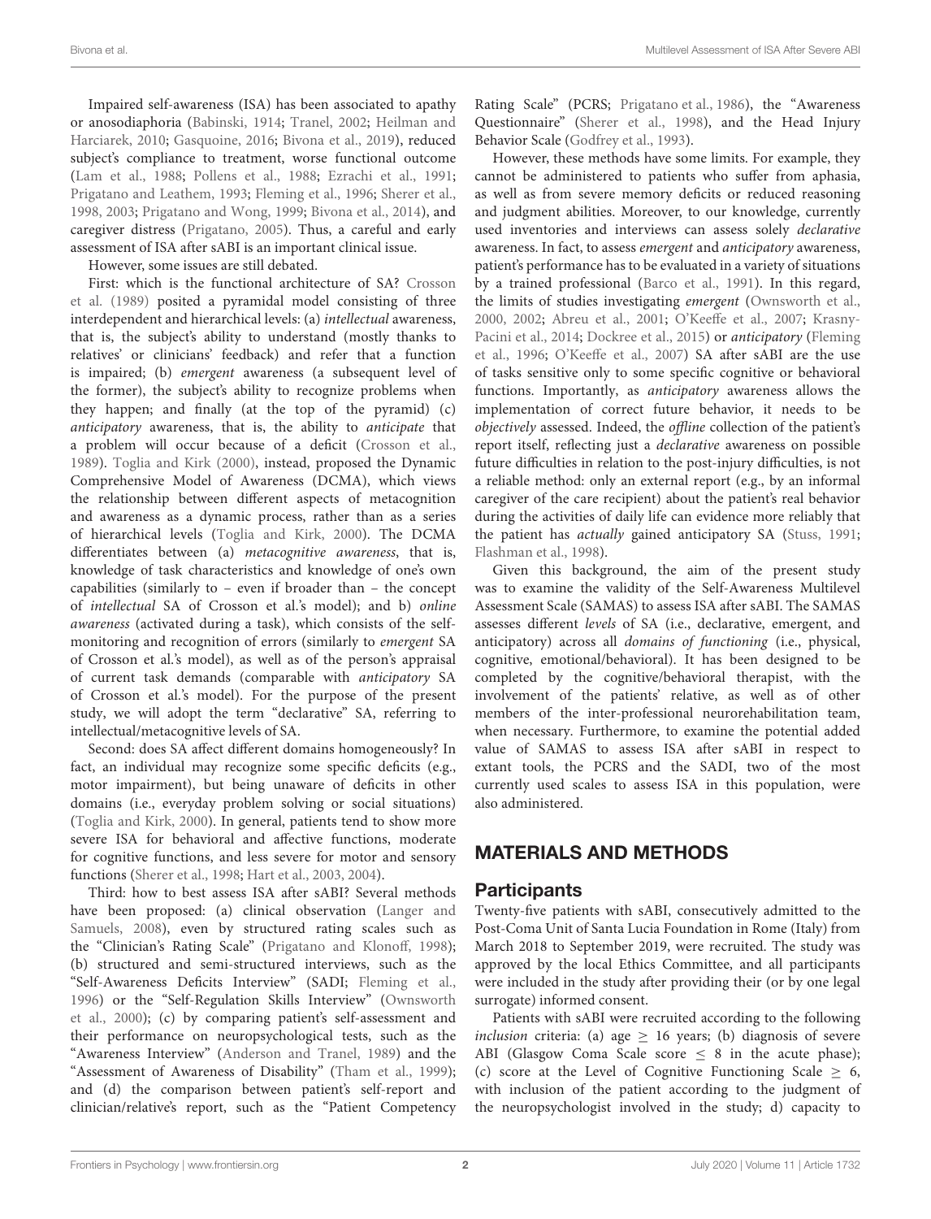Impaired self-awareness (ISA) has been associated to apathy or anosodiaphoria (Babinski, 1914; Tranel, 2002; Heilman and Harciarek, 2010; Gasquoine, 2016; Bivona et al., 2019), reduced subject's compliance to treatment, worse functional outcome (Lam et al., 1988; Pollens et al., 1988; Ezrachi et al., 1991; Prigatano and Leathem, 1993; Fleming et al., 1996; Sherer et al., 1998, 2003; Prigatano and Wong, 1999; Bivona et al., 2014), and caregiver distress (Prigatano, 2005). Thus, a careful and early assessment of ISA after sABI is an important clinical issue.

However, some issues are still debated.

First: which is the functional architecture of SA? Crosson et al. (1989) posited a pyramidal model consisting of three interdependent and hierarchical levels: (a) *intellectual* awareness, that is, the subject's ability to understand (mostly thanks to relatives' or clinicians' feedback) and refer that a function is impaired; (b) *emergent* awareness (a subsequent level of the former), the subject's ability to recognize problems when they happen; and finally (at the top of the pyramid) (c) *anticipatory* awareness, that is, the ability to *anticipate* that a problem will occur because of a deficit (Crosson et al., 1989). Toglia and Kirk (2000), instead, proposed the Dynamic Comprehensive Model of Awareness (DCMA), which views the relationship between different aspects of metacognition and awareness as a dynamic process, rather than as a series of hierarchical levels (Toglia and Kirk, 2000). The DCMA differentiates between (a) *metacognitive awareness*, that is, knowledge of task characteristics and knowledge of one's own capabilities (similarly to – even if broader than – the concept of *intellectual* SA of Crosson et al.'s model); and b) *online awareness* (activated during a task), which consists of the self-monitoring and recognition of errors (similarly to *emergent* SA of Crosson et al.'s model), as well as of the person's appraisal of current task demands (comparable with *anticipatory* SA of Crosson et al.'s model). For the purpose of the present study, we will adopt the term "declarative" SA, referring to intellectual/metacognitive levels of SA.

Second: does SA affect different domains homogeneously? In fact, an individual may recognize some specific deficits (e.g., motor impairment), but being unaware of deficits in other domains (i.e., everyday problem solving or social situations) (Toglia and Kirk, 2000). In general, patients tend to show more severe ISA for behavioral and affective functions, moderate for cognitive functions, and less severe for motor and sensory functions (Sherer et al., 1998; Hart et al., 2003, 2004).

Third: how to best assess ISA after sABI? Several methods have been proposed: (a) clinical observation (Langer and Samuels, 2008), even by structured rating scales such as the "Clinician's Rating Scale" (Prigatano and Klonoff, 1998); (b) structured and semi-structured interviews, such as the "Self-Awareness Deficits Interview" (SADI; Fleming et al., 1996) or the "Self-Regulation Skills Interview" (Ownsworth et al., 2000); (c) by comparing patient's self-assessment and their performance on neuropsychological tests, such as the "Awareness Interview" (Anderson and Tranel, 1989) and the "Assessment of Awareness of Disability" (Tham et al., 1999); and (d) the comparison between patient's self-report and clinician/relative's report, such as the "Patient Competency Rating Scale" (PCRS; Prigatano et al., 1986), the "Awareness Questionnaire" (Sherer et al., 1998), and the Head Injury Behavior Scale (Godfrey et al., 1993).

However, these methods have some limits. For example, they cannot be administered to patients who suffer from aphasia, as well as from severe memory deficits or reduced reasoning and judgment abilities. Moreover, to our knowledge, currently used inventories and interviews can assess solely *declarative* awareness. In fact, to assess *emergent* and *anticipatory* awareness, patient's performance has to be evaluated in a variety of situations by a trained professional (Barco et al., 1991). In this regard, the limits of studies investigating *emergent* (Ownsworth et al., 2000, 2002; Abreu et al., 2001; O'Keeffe et al., 2007; Krasny-Pacini et al., 2014; Dockree et al., 2015) or *anticipatory* (Fleming et al., 1996; O'Keeffe et al., 2007) SA after sABI are the use of tasks sensitive only to some specific cognitive or behavioral functions. Importantly, as *anticipatory* awareness allows the implementation of correct future behavior, it needs to be *objectively* assessed. Indeed, the *offline* collection of the patient's report itself, reflecting just a *declarative* awareness on possible future difficulties in relation to the post-injury difficulties, is not a reliable method: only an external report (e.g., by an informal caregiver of the care recipient) about the patient's real behavior during the activities of daily life can evidence more reliably that the patient has *actually* gained anticipatory SA (Stuss, 1991; Flashman et al., 1998).

Given this background, the aim of the present study was to examine the validity of the Self-Awareness Multilevel Assessment Scale (SAMAS) to assess ISA after sABI. The SAMAS assesses different *levels* of SA (i.e., declarative, emergent, and anticipatory) across all *domains of functioning* (i.e., physical, cognitive, emotional/behavioral). It has been designed to be completed by the cognitive/behavioral therapist, with the involvement of the patients' relative, as well as of other members of the inter-professional neurorehabilitation team, when necessary. Furthermore, to examine the potential added value of SAMAS to assess ISA after sABI in respect to extant tools, the PCRS and the SADI, two of the most currently used scales to assess ISA in this population, were also administered.

## MATERIALS AND METHODS

### Participants

Twenty-five patients with sABI, consecutively admitted to the Post-Coma Unit of Santa Lucia Foundation in Rome (Italy) from March 2018 to September 2019, were recruited. The study was approved by the local Ethics Committee, and all participants were included in the study after providing their (or by one legal surrogate) informed consent.

Patients with sABI were recruited according to the following *inclusion* criteria: (a) age $\geq$ 16 years; (b) diagnosis of severe ABI (Glasgow Coma Scale score $\leq$ 8 in the acute phase); (c) score at the Level of Cognitive Functioning Scale $\geq$ 6, with inclusion of the patient according to the judgment of the neuropsychologist involved in the study; d) capacity to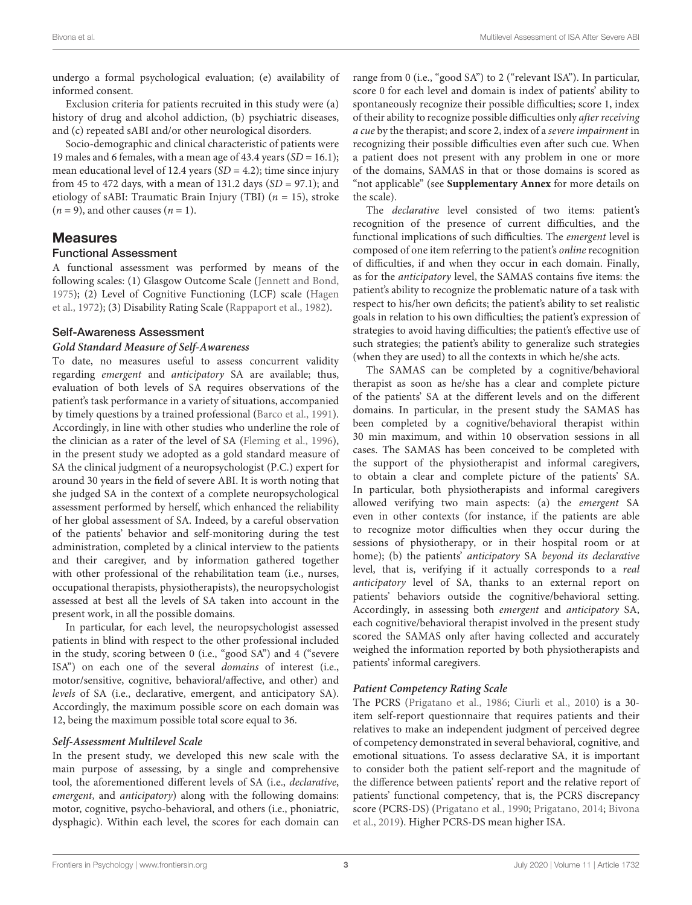undergo a formal psychological evaluation; (e) availability of informed consent.

Exclusion criteria for patients recruited in this study were (a) history of drug and alcohol addiction, (b) psychiatric diseases, and (c) repeated sABI and/or other neurological disorders.

Socio-demographic and clinical characteristic of patients were 19 males and 6 females, with a mean age of 43.4 years (*SD* = 16.1); mean educational level of 12.4 years (*SD* = 4.2); time since injury from 45 to 472 days, with a mean of 131.2 days (*SD* = 97.1); and etiology of sABI: Traumatic Brain Injury (TBI) (*n* = 15), stroke (*n* = 9), and other causes (*n* = 1).

## Measures

### Functional Assessment

A functional assessment was performed by means of the following scales: (1) Glasgow Outcome Scale (Jennett and Bond, 1975); (2) Level of Cognitive Functioning (LCF) scale (Hagen et al., 1972); (3) Disability Rating Scale (Rappaport et al., 1982).

### Self-Awareness Assessment

#### *Gold Standard Measure of Self-Awareness*

To date, no measures useful to assess concurrent validity regarding *emergent* and *anticipatory* SA are available; thus, evaluation of both levels of SA requires observations of the patient's task performance in a variety of situations, accompanied by timely questions by a trained professional (Barco et al., 1991). Accordingly, in line with other studies who underline the role of the clinician as a rater of the level of SA (Fleming et al., 1996), in the present study we adopted as a gold standard measure of SA the clinical judgment of a neuropsychologist (P.C.) expert for around 30 years in the field of severe ABI. It is worth noting that she judged SA in the context of a complete neuropsychological assessment performed by herself, which enhanced the reliability of her global assessment of SA. Indeed, by a careful observation of the patients' behavior and self-monitoring during the test administration, completed by a clinical interview to the patients and their caregiver, and by information gathered together with other professional of the rehabilitation team (i.e., nurses, occupational therapists, physiotherapists), the neuropsychologist assessed at best all the levels of SA taken into account in the present work, in all the possible domains.

In particular, for each level, the neuropsychologist assessed patients in blind with respect to the other professional included in the study, scoring between 0 (i.e., "good SA") and 4 ("severe ISA") on each one of the several *domains* of interest (i.e., motor/sensitive, cognitive, behavioral/affective, and other) and *levels* of SA (i.e., declarative, emergent, and anticipatory SA). Accordingly, the maximum possible score on each domain was 12, being the maximum possible total score equal to 36.

#### *Self-Assessment Multilevel Scale*

In the present study, we developed this new scale with the main purpose of assessing, by a single and comprehensive tool, the aforementioned different levels of SA (i.e., *declarative*, *emergent*, and *anticipatory*) along with the following domains: motor, cognitive, psycho-behavioral, and others (i.e., phoniatric, dysphagic). Within each level, the scores for each domain can range from 0 (i.e., "good SA") to 2 ("relevant ISA"). In particular, score 0 for each level and domain is index of patients' ability to spontaneously recognize their possible difficulties; score 1, index of their ability to recognize possible difficulties only *after receiving a cue* by the therapist; and score 2, index of a *severe impairment* in recognizing their possible difficulties even after such cue. When a patient does not present with any problem in one or more of the domains, SAMAS in that or those domains is scored as "not applicable" (see **Supplementary Annex** for more details on the scale).

The *declarative* level consisted of two items: patient's recognition of the presence of current difficulties, and the functional implications of such difficulties. The *emergent* level is composed of one item referring to the patient's *online* recognition of difficulties, if and when they occur in each domain. Finally, as for the *anticipatory* level, the SAMAS contains five items: the patient's ability to recognize the problematic nature of a task with respect to his/her own deficits; the patient's ability to set realistic goals in relation to his own difficulties; the patient's expression of strategies to avoid having difficulties; the patient's effective use of such strategies; the patient's ability to generalize such strategies (when they are used) to all the contexts in which he/she acts.

The SAMAS can be completed by a cognitive/behavioral therapist as soon as he/she has a clear and complete picture of the patients' SA at the different levels and on the different domains. In particular, in the present study the SAMAS has been completed by a cognitive/behavioral therapist within 30 min maximum, and within 10 observation sessions in all cases. The SAMAS has been conceived to be completed with the support of the physiotherapist and informal caregivers, to obtain a clear and complete picture of the patients' SA. In particular, both physiotherapists and informal caregivers allowed verifying two main aspects: (a) the *emergent* SA even in other contexts (for instance, if the patients are able to recognize motor difficulties when they occur during the sessions of physiotherapy, or in their hospital room or at home); (b) the patients' *anticipatory* SA *beyond its declarative* level, that is, verifying if it actually corresponds to a *real anticipatory* level of SA, thanks to an external report on patients' behaviors outside the cognitive/behavioral setting. Accordingly, in assessing both *emergent* and *anticipatory* SA, each cognitive/behavioral therapist involved in the present study scored the SAMAS only after having collected and accurately weighed the information reported by both physiotherapists and patients' informal caregivers.

#### *Patient Competency Rating Scale*

The PCRS (Prigatano et al., 1986; Ciurli et al., 2010) is a 30-item self-report questionnaire that requires patients and their relatives to make an independent judgment of perceived degree of competency demonstrated in several behavioral, cognitive, and emotional situations. To assess declarative SA, it is important to consider both the patient self-report and the magnitude of the difference between patients' report and the relative report of patients' functional competency, that is, the PCRS discrepancy score (PCRS-DS) (Prigatano et al., 1990; Prigatano, 2014; Bivona et al., 2019). Higher PCRS-DS mean higher ISA.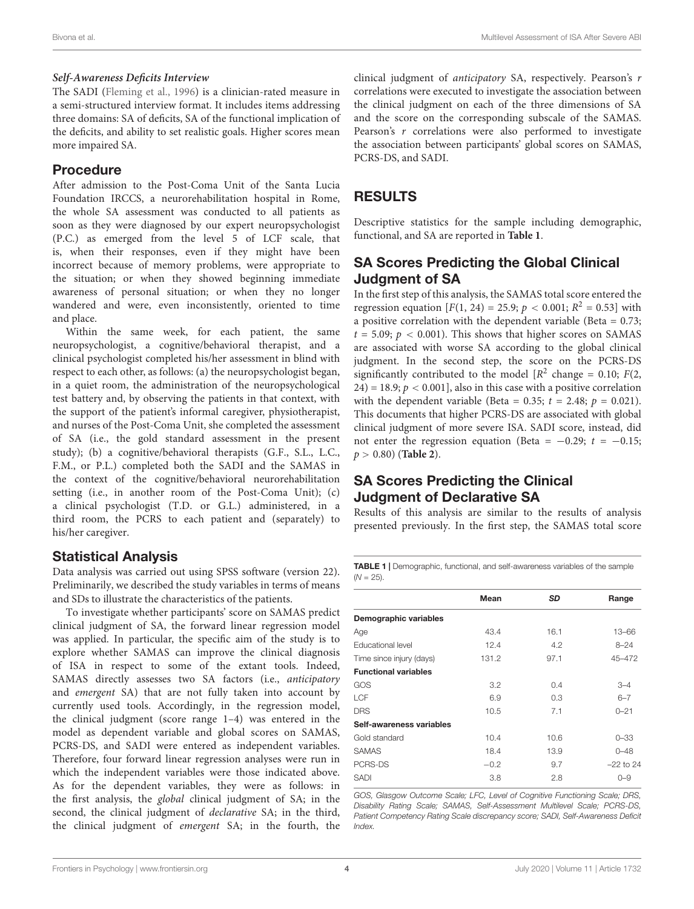#### *Self-Awareness Deficits Interview*

The SADI (Fleming et al., 1996) is a clinician-rated measure in a semi-structured interview format. It includes items addressing three domains: SA of deficits, SA of the functional implication of the deficits, and ability to set realistic goals. Higher scores mean more impaired SA.

### Procedure

After admission to the Post-Coma Unit of the Santa Lucia Foundation IRCCS, a neurorehabilitation hospital in Rome, the whole SA assessment was conducted to all patients as soon as they were diagnosed by our expert neuropsychologist (P.C.) as emerged from the level 5 of LCF scale, that is, when their responses, even if they might have been incorrect because of memory problems, were appropriate to the situation; or when they showed beginning immediate awareness of personal situation; or when they no longer wandered and were, even inconsistently, oriented to time and place.

Within the same week, for each patient, the same neuropsychologist, a cognitive/behavioral therapist, and a clinical psychologist completed his/her assessment in blind with respect to each other, as follows: (a) the neuropsychologist began, in a quiet room, the administration of the neuropsychological test battery and, by observing the patients in that context, with the support of the patient's informal caregiver, physiotherapist, and nurses of the Post-Coma Unit, she completed the assessment of SA (i.e., the gold standard assessment in the present study); (b) a cognitive/behavioral therapists (G.F., S.L., L.C., F.M., or P.L.) completed both the SADI and the SAMAS in the context of the cognitive/behavioral neurorehabilitation setting (i.e., in another room of the Post-Coma Unit); (c) a clinical psychologist (T.D. or G.L.) administered, in a third room, the PCRS to each patient and (separately) to his/her caregiver.

### Statistical Analysis

Data analysis was carried out using SPSS software (version 22). Preliminarily, we described the study variables in terms of means and SDs to illustrate the characteristics of the patients.

To investigate whether participants' score on SAMAS predict clinical judgment of SA, the forward linear regression model was applied. In particular, the specific aim of the study is to explore whether SAMAS can improve the clinical diagnosis of ISA in respect to some of the extant tools. Indeed, SAMAS directly assesses two SA factors (i.e., *anticipatory* and *emergent* SA) that are not fully taken into account by currently used tools. Accordingly, in the regression model, the clinical judgment (score range 1–4) was entered in the model as dependent variable and global scores on SAMAS, PCRS-DS, and SADI were entered as independent variables. Therefore, four forward linear regression analyses were run in which the independent variables were those indicated above. As for the dependent variables, they were as follows: in the first analysis, the *global* clinical judgment of SA; in the second, the clinical judgment of *declarative* SA; in the third, the clinical judgment of *emergent* SA; in the fourth, the clinical judgment of *anticipatory* SA, respectively. Pearson's $r$ correlations were executed to investigate the association between the clinical judgment on each of the three dimensions of SA and the score on the corresponding subscale of the SAMAS. Pearson's $r$ correlations were also performed to investigate the association between participants' global scores on SAMAS, PCRS-DS, and SADI.

## RESULTS

Descriptive statistics for the sample including demographic, functional, and SA are reported in **Table 1**.

### SA Scores Predicting the Global Clinical Judgment of SA

In the first step of this analysis, the SAMAS total score entered the regression equation [$F(1, 24) = 25.9$; $p < 0.001$; $R^2 = 0.53$] with a positive correlation with the dependent variable (Beta = 0.73; $t = 5.09$; $p < 0.001$). This shows that higher scores on SAMAS are associated with worse SA according to the global clinical judgment. In the second step, the score on the PCRS-DS significantly contributed to the model [$R^2$ change = 0.10; $F(2, 24) = 18.9$; $p < 0.001$], also in this case with a positive correlation with the dependent variable (Beta = 0.35; $t = 2.48$; $p = 0.021$). This documents that higher PCRS-DS are associated with global clinical judgment of more severe ISA. SADI score, instead, did not enter the regression equation (Beta = −0.29; $t = -0.15$; $p > 0.80$) (**Table 2**).

### SA Scores Predicting the Clinical Judgment of Declarative SA

Results of this analysis are similar to the results of analysis presented previously. In the first step, the SAMAS total score

**TABLE 1** | Demographic, functional, and self-awareness variables of the sample ($N = 25$).

| | Mean | *SD* | Range |
|---|---|---|---|
| **Demographic variables** | | | |
| Age | 43.4 | 16.1 | 13–66 |
| Educational level | 12.4 | 4.2 | 8–24 |
| Time since injury (days) | 131.2 | 97.1 | 45–472 |
| **Functional variables** | | | |
| GOS | 3.2 | 0.4 | 3–4 |
| LCF | 6.9 | 0.3 | 6–7 |
| DRS | 10.5 | 7.1 | 0–21 |
| **Self-awareness variables** | | | |
| Gold standard | 10.4 | 10.6 | 0–33 |
| SAMAS | 18.4 | 13.9 | 0–48 |
| PCRS-DS | −0.2 | 9.7 | −22 to 24 |
| SADI | 3.8 | 2.8 | 0–9 |

*GOS, Glasgow Outcome Scale; LFC, Level of Cognitive Functioning Scale; DRS, Disability Rating Scale; SAMAS, Self-Assessment Multilevel Scale; PCRS-DS, Patient Competency Rating Scale discrepancy score; SADI, Self-Awareness Deficit Index.*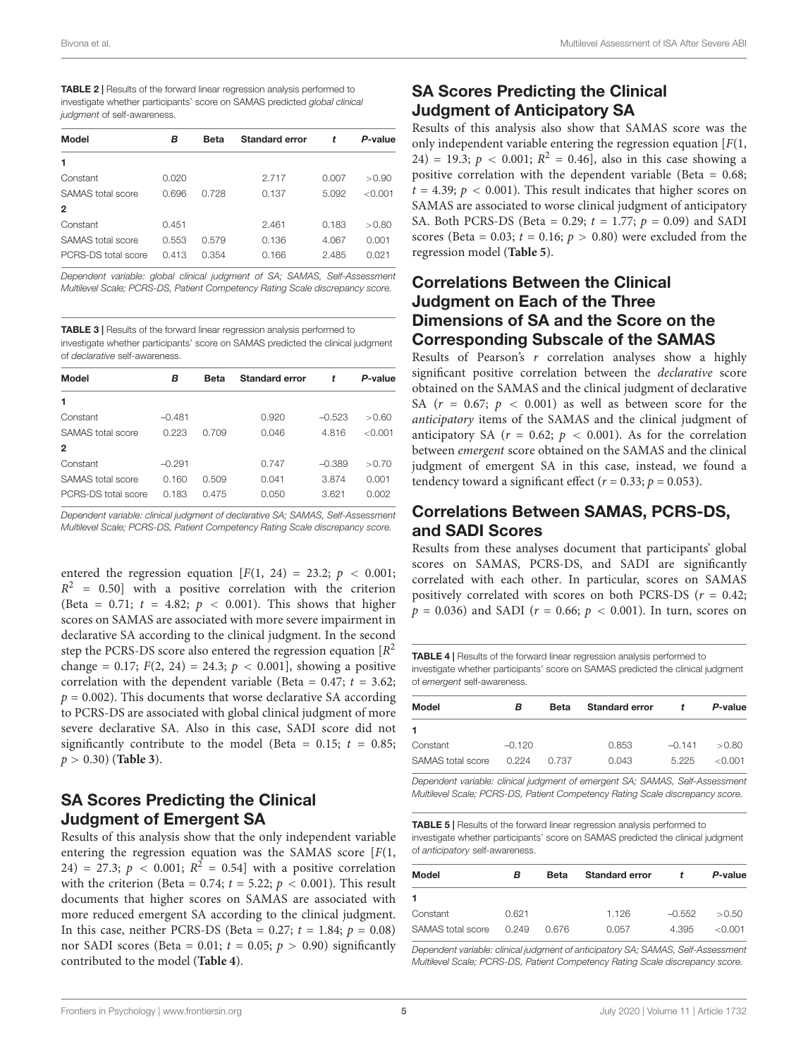**TABLE 2 |** Results of the forward linear regression analysis performed to investigate whether participants' score on SAMAS predicted *global clinical judgment* of self-awareness.

| Model | *B* | Beta | Standard error | *t* | *P*-value |
|---|---|---|---|---|---|
| **1** | | | | | |
| Constant | 0.020 | | 2.717 | 0.007 | >0.90 |
| SAMAS total score | 0.696 | 0.728 | 0.137 | 5.092 | <0.001 |
| **2** | | | | | |
| Constant | 0.451 | | 2.461 | 0.183 | >0.80 |
| SAMAS total score | 0.553 | 0.579 | 0.136 | 4.067 | 0.001 |
| PCRS-DS total score | 0.413 | 0.354 | 0.166 | 2.485 | 0.021 |

*Dependent variable: global clinical judgment of SA; SAMAS, Self-Assessment Multilevel Scale; PCRS-DS, Patient Competency Rating Scale discrepancy score.*

**TABLE 3 |** Results of the forward linear regression analysis performed to investigate whether participants' score on SAMAS predicted the clinical judgment of *declarative* self-awareness.

| Model | *B* | Beta | Standard error | *t* | *P*-value |
|---|---|---|---|---|---|
| **1** | | | | | |
| Constant | −0.481 | | 0.920 | −0.523 | >0.60 |
| SAMAS total score | 0.223 | 0.709 | 0.046 | 4.816 | <0.001 |
| **2** | | | | | |
| Constant | −0.291 | | 0.747 | −0.389 | >0.70 |
| SAMAS total score | 0.160 | 0.509 | 0.041 | 3.874 | 0.001 |
| PCRS-DS total score | 0.183 | 0.475 | 0.050 | 3.621 | 0.002 |

*Dependent variable: clinical judgment of declarative SA; SAMAS, Self-Assessment Multilevel Scale; PCRS-DS, Patient Competency Rating Scale discrepancy score.*

entered the regression equation [$F(1, 24) = 23.2$; $p < 0.001$; $R^2 = 0.50$] with a positive correlation with the criterion (Beta = 0.71; $t = 4.82$; $p < 0.001$). This shows that higher scores on SAMAS are associated with more severe impairment in declarative SA according to the clinical judgment. In the second step the PCRS-DS score also entered the regression equation [$R^2$ change = 0.17; $F(2, 24) = 24.3$; $p < 0.001$], showing a positive correlation with the dependent variable (Beta = 0.47; $t = 3.62$; $p = 0.002$). This documents that worse declarative SA according to PCRS-DS are associated with global clinical judgment of more severe declarative SA. Also in this case, SADI score did not significantly contribute to the model (Beta = 0.15; $t = 0.85$; $p > 0.30$) (**Table 3**).

## SA Scores Predicting the Clinical Judgment of Emergent SA

Results of this analysis show that the only independent variable entering the regression equation was the SAMAS score [$F(1, 24) = 27.3$; $p < 0.001$; $R^2 = 0.54$] with a positive correlation with the criterion (Beta = 0.74; $t = 5.22$; $p < 0.001$). This result documents that higher scores on SAMAS are associated with more reduced emergent SA according to the clinical judgment. In this case, neither PCRS-DS (Beta = 0.27; $t = 1.84$; $p = 0.08$) nor SADI scores (Beta = 0.01; $t = 0.05$; $p > 0.90$) significantly contributed to the model (**Table 4**).

## SA Scores Predicting the Clinical Judgment of Anticipatory SA

Results of this analysis also show that SAMAS score was the only independent variable entering the regression equation [$F(1, 24) = 19.3$; $p < 0.001$; $R^2 = 0.46$], also in this case showing a positive correlation with the dependent variable (Beta = 0.68; $t = 4.39$; $p < 0.001$). This result indicates that higher scores on SAMAS are associated to worse clinical judgment of anticipatory SA. Both PCRS-DS (Beta = 0.29; $t = 1.77$; $p = 0.09$) and SADI scores (Beta = 0.03; $t = 0.16$; $p > 0.80$) were excluded from the regression model (**Table 5**).

## Correlations Between the Clinical Judgment on Each of the Three Dimensions of SA and the Score on the Corresponding Subscale of the SAMAS

Results of Pearson's *r* correlation analyses show a highly significant positive correlation between the *declarative* score obtained on the SAMAS and the clinical judgment of declarative SA ($r = 0.67$; $p < 0.001$) as well as between score for the *anticipatory* items of the SAMAS and the clinical judgment of anticipatory SA ($r = 0.62$; $p < 0.001$). As for the correlation between *emergent* score obtained on the SAMAS and the clinical judgment of emergent SA in this case, instead, we found a tendency toward a significant effect ($r = 0.33$; $p = 0.053$).

## Correlations Between SAMAS, PCRS-DS, and SADI Scores

Results from these analyses document that participants' global scores on SAMAS, PCRS-DS, and SADI are significantly correlated with each other. In particular, scores on SAMAS positively correlated with scores on both PCRS-DS ($r = 0.42$; $p = 0.036$) and SADI ($r = 0.66$; $p < 0.001$). In turn, scores on

**TABLE 4 |** Results of the forward linear regression analysis performed to investigate whether participants' score on SAMAS predicted the clinical judgment of *emergent* self-awareness.

| Model | *B* | Beta | Standard error | *t* | *P*-value |
|---|---|---|---|---|---|
| **1** | | | | | |
| Constant | −0.120 | | 0.853 | −0.141 | >0.80 |
| SAMAS total score | 0.224 | 0.737 | 0.043 | 5.225 | <0.001 |

*Dependent variable: clinical judgment of emergent SA; SAMAS, Self-Assessment Multilevel Scale; PCRS-DS, Patient Competency Rating Scale discrepancy score.*

**TABLE 5 |** Results of the forward linear regression analysis performed to investigate whether participants' score on SAMAS predicted the clinical judgment of *anticipatory* self-awareness.

| Model | *B* | Beta | Standard error | *t* | *P*-value |
|---|---|---|---|---|---|
| **1** | | | | | |
| Constant | 0.621 | | 1.126 | −0.552 | >0.50 |
| SAMAS total score | 0.249 | 0.676 | 0.057 | 4.395 | <0.001 |

*Dependent variable: clinical judgment of anticipatory SA; SAMAS, Self-Assessment Multilevel Scale; PCRS-DS, Patient Competency Rating Scale discrepancy score.*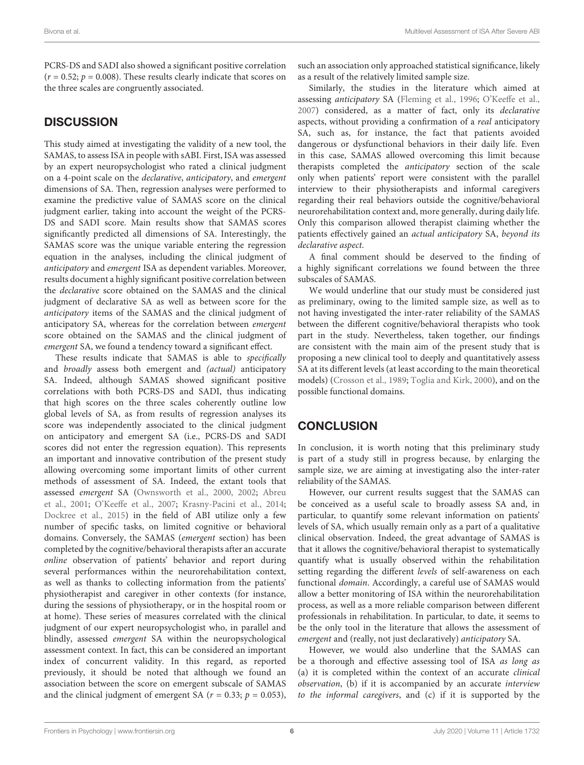PCRS-DS and SADI also showed a significant positive correlation ($r = 0.52$; $p = 0.008$). These results clearly indicate that scores on the three scales are congruently associated.

## DISCUSSION

This study aimed at investigating the validity of a new tool, the SAMAS, to assess ISA in people with sABI. First, ISA was assessed by an expert neuropsychologist who rated a clinical judgment on a 4-point scale on the *declarative*, *anticipatory*, and *emergent* dimensions of SA. Then, regression analyses were performed to examine the predictive value of SAMAS score on the clinical judgment earlier, taking into account the weight of the PCRS-DS and SADI score. Main results show that SAMAS scores significantly predicted all dimensions of SA. Interestingly, the SAMAS score was the unique variable entering the regression equation in the analyses, including the clinical judgment of *anticipatory* and *emergent* ISA as dependent variables. Moreover, results document a highly significant positive correlation between the *declarative* score obtained on the SAMAS and the clinical judgment of declarative SA as well as between score for the *anticipatory* items of the SAMAS and the clinical judgment of anticipatory SA, whereas for the correlation between *emergent* score obtained on the SAMAS and the clinical judgment of *emergent* SA, we found a tendency toward a significant effect.

These results indicate that SAMAS is able to *specifically* and *broadly* assess both emergent and *(actual)* anticipatory SA. Indeed, although SAMAS showed significant positive correlations with both PCRS-DS and SADI, thus indicating that high scores on the three scales coherently outline low global levels of SA, as from results of regression analyses its score was independently associated to the clinical judgment on anticipatory and emergent SA (i.e., PCRS-DS and SADI scores did not enter the regression equation). This represents an important and innovative contribution of the present study allowing overcoming some important limits of other current methods of assessment of SA. Indeed, the extant tools that assessed *emergent* SA (Ownsworth et al., 2000, 2002; Abreu et al., 2001; O'Keeffe et al., 2007; Krasny-Pacini et al., 2014; Dockree et al., 2015) in the field of ABI utilize only a few number of specific tasks, on limited cognitive or behavioral domains. Conversely, the SAMAS (*emergent* section) has been completed by the cognitive/behavioral therapists after an accurate *online* observation of patients' behavior and report during several performances within the neurorehabilitation context, as well as thanks to collecting information from the patients' physiotherapist and caregiver in other contexts (for instance, during the sessions of physiotherapy, or in the hospital room or at home). These series of measures correlated with the clinical judgment of our expert neuropsychologist who, in parallel and blindly, assessed *emergent* SA within the neuropsychological assessment context. In fact, this can be considered an important index of concurrent validity. In this regard, as reported previously, it should be noted that although we found an association between the score on emergent subscale of SAMAS and the clinical judgment of emergent SA ($r = 0.33$; $p = 0.053$), such an association only approached statistical significance, likely as a result of the relatively limited sample size.

Similarly, the studies in the literature which aimed at assessing *anticipatory* SA (Fleming et al., 1996; O'Keeffe et al., 2007) considered, as a matter of fact, only its *declarative* aspects, without providing a confirmation of a *real* anticipatory SA, such as, for instance, the fact that patients avoided dangerous or dysfunctional behaviors in their daily life. Even in this case, SAMAS allowed overcoming this limit because therapists completed the *anticipatory* section of the scale only when patients' report were consistent with the parallel interview to their physiotherapists and informal caregivers regarding their real behaviors outside the cognitive/behavioral neurorehabilitation context and, more generally, during daily life. Only this comparison allowed therapist claiming whether the patients effectively gained an *actual anticipatory* SA, *beyond its declarative aspect*.

A final comment should be deserved to the finding of a highly significant correlations we found between the three subscales of SAMAS.

We would underline that our study must be considered just as preliminary, owing to the limited sample size, as well as to not having investigated the inter-rater reliability of the SAMAS between the different cognitive/behavioral therapists who took part in the study. Nevertheless, taken together, our findings are consistent with the main aim of the present study that is proposing a new clinical tool to deeply and quantitatively assess SA at its different levels (at least according to the main theoretical models) (Crosson et al., 1989; Toglia and Kirk, 2000), and on the possible functional domains.

## CONCLUSION

In conclusion, it is worth noting that this preliminary study is part of a study still in progress because, by enlarging the sample size, we are aiming at investigating also the inter-rater reliability of the SAMAS.

However, our current results suggest that the SAMAS can be conceived as a useful scale to broadly assess SA and, in particular, to quantify some relevant information on patients' levels of SA, which usually remain only as a part of a qualitative clinical observation. Indeed, the great advantage of SAMAS is that it allows the cognitive/behavioral therapist to systematically quantify what is usually observed within the rehabilitation setting regarding the different *levels* of self-awareness on each functional *domain*. Accordingly, a careful use of SAMAS would allow a better monitoring of ISA within the neurorehabilitation process, as well as a more reliable comparison between different professionals in rehabilitation. In particular, to date, it seems to be the only tool in the literature that allows the assessment of *emergent* and (really, not just declaratively) *anticipatory* SA.

However, we would also underline that the SAMAS can be a thorough and effective assessing tool of ISA *as long as* (a) it is completed within the context of an accurate *clinical observation*, (b) if it is accompanied by an accurate *interview to the informal caregivers*, and (c) if it is supported by the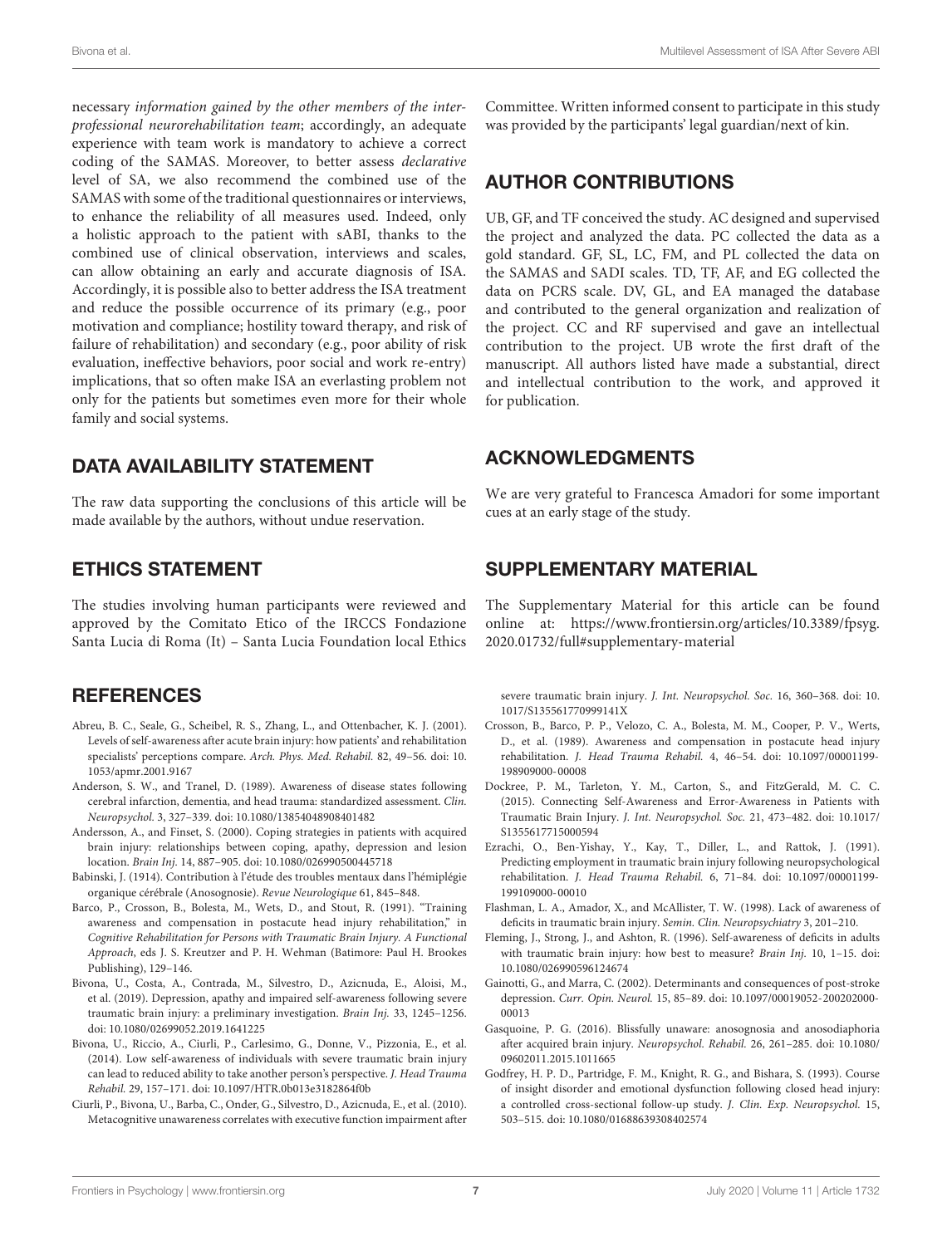necessary *information gained by the other members of the inter-professional neurorehabilitation team*; accordingly, an adequate experience with team work is mandatory to achieve a correct coding of the SAMAS. Moreover, to better assess *declarative* level of SA, we also recommend the combined use of the SAMAS with some of the traditional questionnaires or interviews, to enhance the reliability of all measures used. Indeed, only a holistic approach to the patient with sABI, thanks to the combined use of clinical observation, interviews and scales, can allow obtaining an early and accurate diagnosis of ISA. Accordingly, it is possible also to better address the ISA treatment and reduce the possible occurrence of its primary (e.g., poor motivation and compliance; hostility toward therapy, and risk of failure of rehabilitation) and secondary (e.g., poor ability of risk evaluation, ineffective behaviors, poor social and work re-entry) implications, that so often make ISA an everlasting problem not only for the patients but sometimes even more for their whole family and social systems.

## DATA AVAILABILITY STATEMENT

The raw data supporting the conclusions of this article will be made available by the authors, without undue reservation.

## ETHICS STATEMENT

The studies involving human participants were reviewed and approved by the Comitato Etico of the IRCCS Fondazione Santa Lucia di Roma (It) – Santa Lucia Foundation local Ethics Committee. Written informed consent to participate in this study was provided by the participants' legal guardian/next of kin.

## AUTHOR CONTRIBUTIONS

UB, GF, and TF conceived the study. AC designed and supervised the project and analyzed the data. PC collected the data as a gold standard. GF, SL, LC, FM, and PL collected the data on the SAMAS and SADI scales. TD, TF, AF, and EG collected the data on PCRS scale. DV, GL, and EA managed the database and contributed to the general organization and realization of the project. CC and RF supervised and gave an intellectual contribution to the project. UB wrote the first draft of the manuscript. All authors listed have made a substantial, direct and intellectual contribution to the work, and approved it for publication.

## ACKNOWLEDGMENTS

We are very grateful to Francesca Amadori for some important cues at an early stage of the study.

## SUPPLEMENTARY MATERIAL

The Supplementary Material for this article can be found online at: https://www.frontiersin.org/articles/10.3389/fpsyg.2020.01732/full#supplementary-material

## REFERENCES

Abreu, B. C., Seale, G., Scheibel, R. S., Zhang, L., and Ottenbacher, K. J. (2001). Levels of self-awareness after acute brain injury: how patients' and rehabilitation specialists' perceptions compare. *Arch. Phys. Med. Rehabil.* 82, 49–56. doi: 10.1053/apmr.2001.9167

Anderson, S. W., and Tranel, D. (1989). Awareness of disease states following cerebral infarction, dementia, and head trauma: standardized assessment. *Clin. Neuropsychol.* 3, 327–339. doi: 10.1080/13854048908401482

Andersson, A., and Finset, S. (2000). Coping strategies in patients with acquired brain injury: relationships between coping, apathy, depression and lesion location. *Brain Inj.* 14, 887–905. doi: 10.1080/026990500445718

Babinski, J. (1914). Contribution à l'étude des troubles mentaux dans l'hémiplégie organique cérébrale (Anosognosie). *Revue Neurologique* 61, 845–848.

Barco, P., Crosson, B., Bolesta, M., Wets, D., and Stout, R. (1991). "Training awareness and compensation in postacute head injury rehabilitation," in *Cognitive Rehabilitation for Persons with Traumatic Brain Injury. A Functional Approach*, eds J. S. Kreutzer and P. H. Wehman (Batimore: Paul H. Brookes Publishing), 129–146.

Bivona, U., Costa, A., Contrada, M., Silvestro, D., Azicnuda, E., Aloisi, M., et al. (2019). Depression, apathy and impaired self-awareness following severe traumatic brain injury: a preliminary investigation. *Brain Inj.* 33, 1245–1256. doi: 10.1080/02699052.2019.1641225

Bivona, U., Riccio, A., Ciurli, P., Carlesimo, G., Donne, V., Pizzonia, E., et al. (2014). Low self-awareness of individuals with severe traumatic brain injury can lead to reduced ability to take another person's perspective. *J. Head Trauma Rehabil.* 29, 157–171. doi: 10.1097/HTR.0b013e3182864f0b

Ciurli, P., Bivona, U., Barba, C., Onder, G., Silvestro, D., Azicnuda, E., et al. (2010). Metacognitive unawareness correlates with executive function impairment after severe traumatic brain injury. *J. Int. Neuropsychol. Soc.* 16, 360–368. doi: 10.1017/S135561770999141X

Crosson, B., Barco, P. P., Velozo, C. A., Bolesta, M. M., Cooper, P. V., Werts, D., et al. (1989). Awareness and compensation in postacute head injury rehabilitation. *J. Head Trauma Rehabil.* 4, 46–54. doi: 10.1097/00001199-198909000-00008

Dockree, P. M., Tarleton, Y. M., Carton, S., and FitzGerald, M. C. C. (2015). Connecting Self-Awareness and Error-Awareness in Patients with Traumatic Brain Injury. *J. Int. Neuropsychol. Soc.* 21, 473–482. doi: 10.1017/S1355617715000594

Ezrachi, O., Ben-Yishay, Y., Kay, T., Diller, L., and Rattok, J. (1991). Predicting employment in traumatic brain injury following neuropsychological rehabilitation. *J. Head Trauma Rehabil.* 6, 71–84. doi: 10.1097/00001199-199109000-00010

Flashman, L. A., Amador, X., and McAllister, T. W. (1998). Lack of awareness of deficits in traumatic brain injury. *Semin. Clin. Neuropsychiatry* 3, 201–210.

Fleming, J., Strong, J., and Ashton, R. (1996). Self-awareness of deficits in adults with traumatic brain injury: how best to measure? *Brain Inj.* 10, 1–15. doi: 10.1080/026990596124674

Gainotti, G., and Marra, C. (2002). Determinants and consequences of post-stroke depression. *Curr. Opin. Neurol.* 15, 85–89. doi: 10.1097/00019052-200202000-00013

Gasquoine, P. G. (2016). Blissfully unaware: anosognosia and anosodiaphoria after acquired brain injury. *Neuropsychol. Rehabil.* 26, 261–285. doi: 10.1080/09602011.2015.1011665

Godfrey, H. P. D., Partridge, F. M., Knight, R. G., and Bishara, S. (1993). Course of insight disorder and emotional dysfunction following closed head injury: a controlled cross-sectional follow-up study. *J. Clin. Exp. Neuropsychol.* 15, 503–515. doi: 10.1080/01688639308402574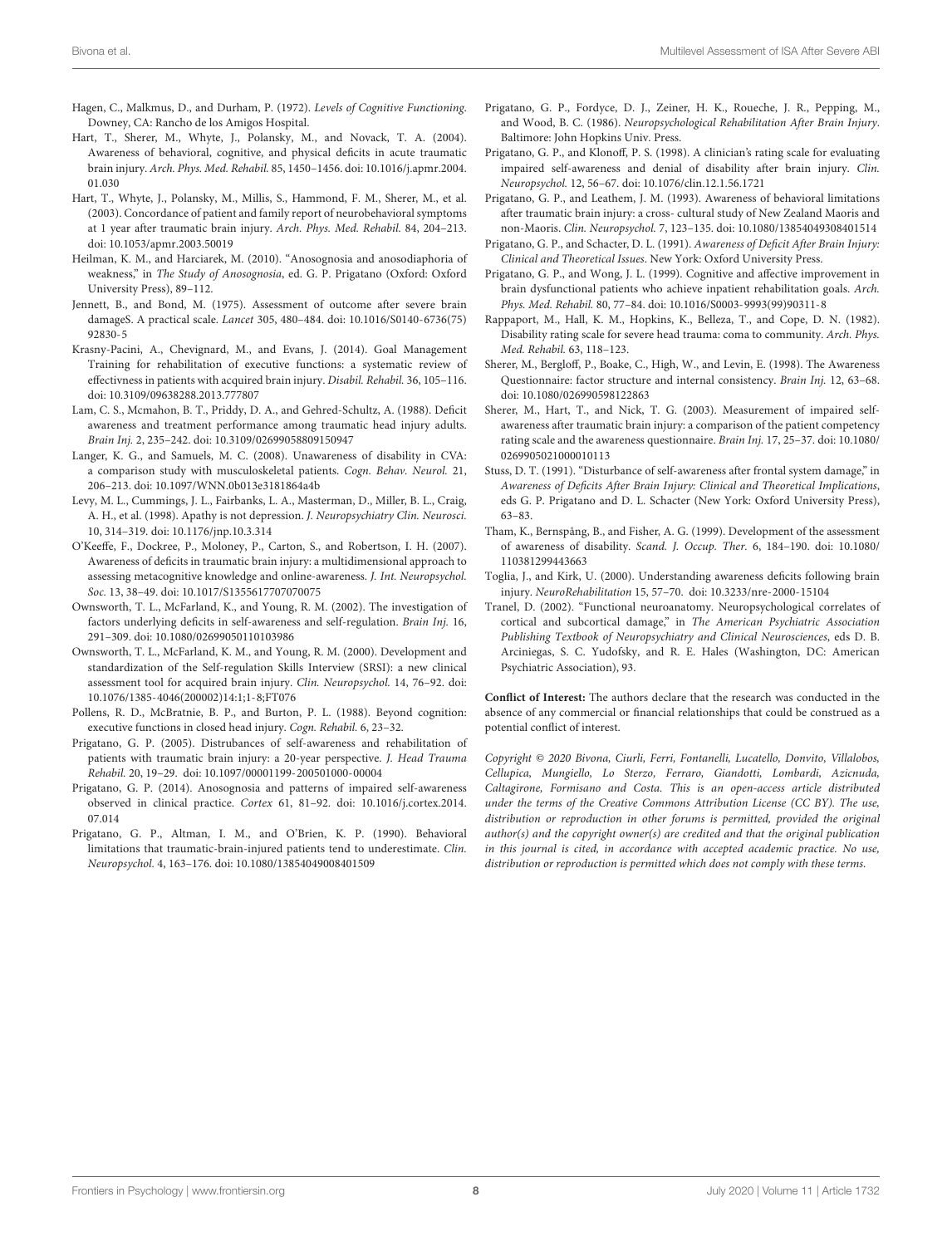Hagen, C., Malkmus, D., and Durham, P. (1972). *Levels of Cognitive Functioning*. Downey, CA: Rancho de los Amigos Hospital.

Hart, T., Sherer, M., Whyte, J., Polansky, M., and Novack, T. A. (2004). Awareness of behavioral, cognitive, and physical deficits in acute traumatic brain injury. *Arch. Phys. Med. Rehabil.* 85, 1450–1456. doi: 10.1016/j.apmr.2004.01.030

Hart, T., Whyte, J., Polansky, M., Millis, S., Hammond, F. M., Sherer, M., et al. (2003). Concordance of patient and family report of neurobehavioral symptoms at 1 year after traumatic brain injury. *Arch. Phys. Med. Rehabil.* 84, 204–213. doi: 10.1053/apmr.2003.50019

Heilman, K. M., and Harciarek, M. (2010). "Anosognosia and anosodiaphoria of weakness," in *The Study of Anosognosia*, ed. G. P. Prigatano (Oxford: Oxford University Press), 89–112.

Jennett, B., and Bond, M. (1975). Assessment of outcome after severe brain damageS. A practical scale. *Lancet* 305, 480–484. doi: 10.1016/S0140-6736(75)92830-5

Krasny-Pacini, A., Chevignard, M., and Evans, J. (2014). Goal Management Training for rehabilitation of executive functions: a systematic review of effectivness in patients with acquired brain injury. *Disabil. Rehabil.* 36, 105–116. doi: 10.3109/09638288.2013.777807

Lam, C. S., Mcmahon, B. T., Priddy, D. A., and Gehred-Schultz, A. (1988). Deficit awareness and treatment performance among traumatic head injury adults. *Brain Inj.* 2, 235–242. doi: 10.3109/02699058809150947

Langer, K. G., and Samuels, M. C. (2008). Unawareness of disability in CVA: a comparison study with musculoskeletal patients. *Cogn. Behav. Neurol.* 21, 206–213. doi: 10.1097/WNN.0b013e3181864a4b

Levy, M. L., Cummings, J. L., Fairbanks, L. A., Masterman, D., Miller, B. L., Craig, A. H., et al. (1998). Apathy is not depression. *J. Neuropsychiatry Clin. Neurosci.* 10, 314–319. doi: 10.1176/jnp.10.3.314

O'Keeffe, F., Dockree, P., Moloney, P., Carton, S., and Robertson, I. H. (2007). Awareness of deficits in traumatic brain injury: a multidimensional approach to assessing metacognitive knowledge and online-awareness. *J. Int. Neuropsychol. Soc.* 13, 38–49. doi: 10.1017/S1355617707070075

Ownsworth, T. L., McFarland, K., and Young, R. M. (2002). The investigation of factors underlying deficits in self-awareness and self-regulation. *Brain Inj.* 16, 291–309. doi: 10.1080/02699050110103986

Ownsworth, T. L., McFarland, K. M., and Young, R. M. (2000). Development and standardization of the Self-regulation Skills Interview (SRSI): a new clinical assessment tool for acquired brain injury. *Clin. Neuropsychol.* 14, 76–92. doi: 10.1076/1385-4046(200002)14:1;1-8;FT076

Pollens, R. D., McBratnie, B. P., and Burton, P. L. (1988). Beyond cognition: executive functions in closed head injury. *Cogn. Rehabil.* 6, 23–32.

Prigatano, G. P. (2005). Distrubances of self-awareness and rehabilitation of patients with traumatic brain injury: a 20-year perspective. *J. Head Trauma Rehabil.* 20, 19–29. doi: 10.1097/00001199-200501000-00004

Prigatano, G. P. (2014). Anosognosia and patterns of impaired self-awareness observed in clinical practice. *Cortex* 61, 81–92. doi: 10.1016/j.cortex.2014.07.014

Prigatano, G. P., Altman, I. M., and O'Brien, K. P. (1990). Behavioral limitations that traumatic-brain-injured patients tend to underestimate. *Clin. Neuropsychol.* 4, 163–176. doi: 10.1080/13854049008401509

Prigatano, G. P., Fordyce, D. J., Zeiner, H. K., Roueche, J. R., Pepping, M., and Wood, B. C. (1986). *Neuropsychological Rehabilitation After Brain Injury*. Baltimore: John Hopkins Univ. Press.

Prigatano, G. P., and Klonoff, P. S. (1998). A clinician's rating scale for evaluating impaired self-awareness and denial of disability after brain injury. *Clin. Neuropsychol.* 12, 56–67. doi: 10.1076/clin.12.1.56.1721

Prigatano, G. P., and Leathem, J. M. (1993). Awareness of behavioral limitations after traumatic brain injury: a cross- cultural study of New Zealand Maoris and non-Maoris. *Clin. Neuropsychol.* 7, 123–135. doi: 10.1080/13854049308401514

Prigatano, G. P., and Schacter, D. L. (1991). *Awareness of Deficit After Brain Injury: Clinical and Theoretical Issues*. New York: Oxford University Press.

Prigatano, G. P., and Wong, J. L. (1999). Cognitive and affective improvement in brain dysfunctional patients who achieve inpatient rehabilitation goals. *Arch. Phys. Med. Rehabil.* 80, 77–84. doi: 10.1016/S0003-9993(99)90311-8

Rappaport, M., Hall, K. M., Hopkins, K., Belleza, T., and Cope, D. N. (1982). Disability rating scale for severe head trauma: coma to community. *Arch. Phys. Med. Rehabil.* 63, 118–123.

Sherer, M., Bergloff, P., Boake, C., High, W., and Levin, E. (1998). The Awareness Questionnaire: factor structure and internal consistency. *Brain Inj.* 12, 63–68. doi: 10.1080/026990598122863

Sherer, M., Hart, T., and Nick, T. G. (2003). Measurement of impaired self-awareness after traumatic brain injury: a comparison of the patient competency rating scale and the awareness questionnaire. *Brain Inj.* 17, 25–37. doi: 10.1080/0269905021000010113

Stuss, D. T. (1991). "Disturbance of self-awareness after frontal system damage," in *Awareness of Deficits After Brain Injury: Clinical and Theoretical Implications*, eds G. P. Prigatano and D. L. Schacter (New York: Oxford University Press), 63–83.

Tham, K., Bernspång, B., and Fisher, A. G. (1999). Development of the assessment of awareness of disability. *Scand. J. Occup. Ther.* 6, 184–190. doi: 10.1080/110381299443663

Toglia, J., and Kirk, U. (2000). Understanding awareness deficits following brain injury. *NeuroRehabilitation* 15, 57–70. doi: 10.3233/nre-2000-15104

Tranel, D. (2002). "Functional neuroanatomy. Neuropsychological correlates of cortical and subcortical damage," in *The American Psychiatric Association Publishing Textbook of Neuropsychiatry and Clinical Neurosciences*, eds D. B. Arciniegas, S. C. Yudofsky, and R. E. Hales (Washington, DC: American Psychiatric Association), 93.

**Conflict of Interest:** The authors declare that the research was conducted in the absence of any commercial or financial relationships that could be construed as a potential conflict of interest.

*Copyright © 2020 Bivona, Ciurli, Ferri, Fontanelli, Lucatello, Donvito, Villalobos, Cellupica, Mungiello, Lo Sterzo, Ferraro, Giandotti, Lombardi, Azicnuda, Caltagirone, Formisano and Costa. This is an open-access article distributed under the terms of the Creative Commons Attribution License (CC BY). The use, distribution or reproduction in other forums is permitted, provided the original author(s) and the copyright owner(s) are credited and that the original publication in this journal is cited, in accordance with accepted academic practice. No use, distribution or reproduction is permitted which does not comply with these terms.*